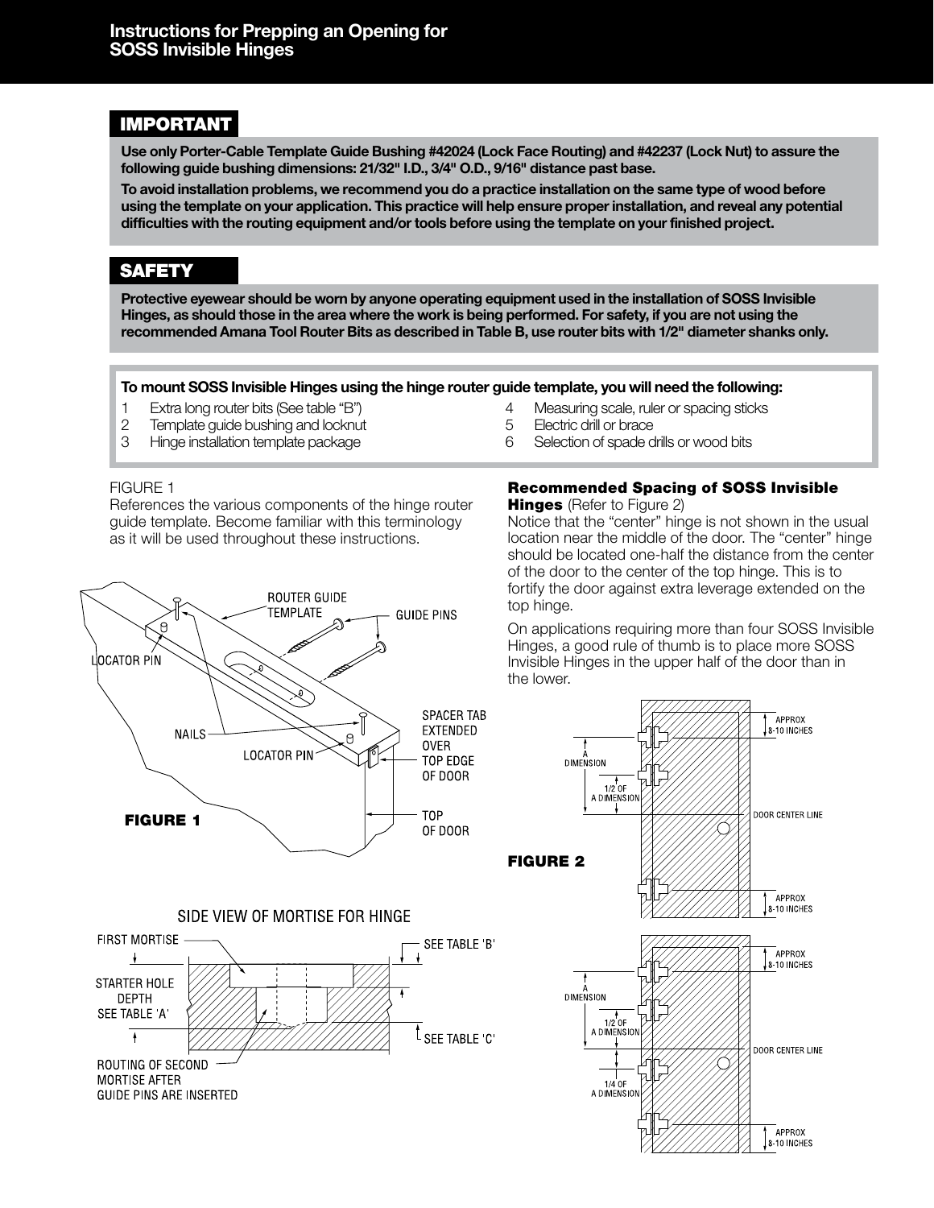# Instructions for Prepping an Opening for SOSS Invisible Hinges

## IMPORTANT

**Use only Porter-Cable Template Guide Bushing #42024 (Lock Face Routing) and #42237 (Lock Nut) to assure the following guide bushing dimensions: 21/32" I.D., 3/4" O.D., 9/16" distance past base.**

**To avoid installation problems, we recommend you do a practice installation on the same type of wood before using the template on your application. This practice will help ensure proper installation, and reveal any potential difficulties with the routing equipment and/or tools before using the template on your finished project.**

## SAFETY

**Protective eyewear should be worn by anyone operating equipment used in the installation of SOSS Invisible Hinges, as should those in the area where the work is being performed. For safety, if you are not using the recommended Amana Tool Router Bits as described in Table B, use router bits with 1/2" diameter shanks only.**

**To mount SOSS Invisible Hinges using the hinge router guide template, you will need the following:**

1. Extra long router bits (See table "B")
2. Template guide bushing and locknut
3. Hinge installation template package
4. Measuring scale, ruler or spacing sticks
5. Electric drill or brace
6. Selection of spade drills or wood bits

FIGURE 1
References the various components of the hinge router guide template. Become familiar with this terminology as it will be used throughout these instructions.

ROUTER GUIDE TEMPLATE, GUIDE PINS, LOCATOR PIN, NAILS, LOCATOR PIN, SPACER TAB EXTENDED OVER TOP EDGE OF DOOR, TOP OF DOOR

**FIGURE 1**

SIDE VIEW OF MORTISE FOR HINGE

FIRST MORTISE, STARTER HOLE DEPTH SEE TABLE 'A', ROUTING OF SECOND MORTISE AFTER GUIDE PINS ARE INSERTED, SEE TABLE 'B', SEE TABLE 'C'

### Recommended Spacing of SOSS Invisible Hinges (Refer to Figure 2)

Notice that the "center" hinge is not shown in the usual location near the middle of the door. The "center" hinge should be located one-half the distance from the center of the door to the center of the top hinge. This is to fortify the door against extra leverage extended on the top hinge.

On applications requiring more than four SOSS Invisible Hinges, a good rule of thumb is to place more SOSS Invisible Hinges in the upper half of the door than in the lower.

APPROX 8-10 INCHES, A DIMENSION, 1/2 OF A DIMENSION, DOOR CENTER LINE, APPROX 8-10 INCHES

**FIGURE 2**

APPROX 8-10 INCHES, A DIMENSION, 1/2 OF A DIMENSION, DOOR CENTER LINE, 1/4 OF A DIMENSION, APPROX 8-10 INCHES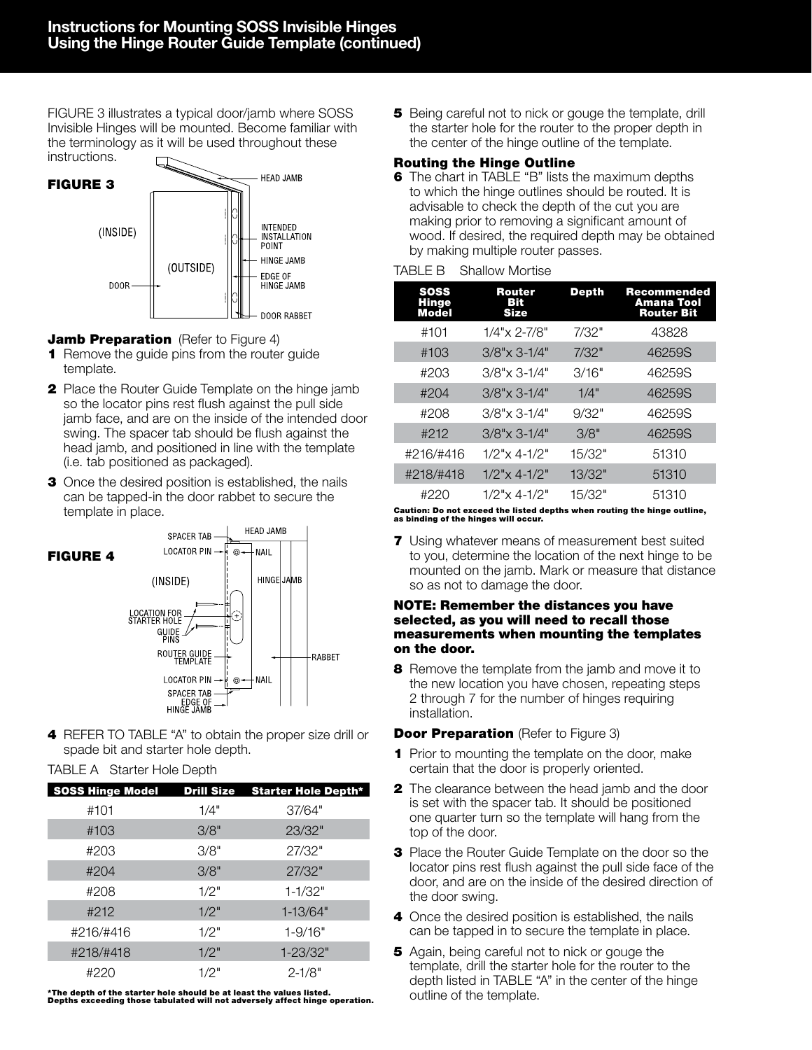# Instructions for Mounting SOSS Invisible Hinges Using the Hinge Router Guide Template (continued)

FIGURE 3 illustrates a typical door/jamb where SOSS Invisible Hinges will be mounted. Become familiar with the terminology as it will be used throughout these instructions.

**FIGURE 3**

### Jamb Preparation (Refer to Figure 4)

**1** Remove the guide pins from the router guide template.

**2** Place the Router Guide Template on the hinge jamb so the locator pins rest flush against the pull side jamb face, and are on the inside of the intended door swing. The spacer tab should be flush against the head jamb, and positioned in line with the template (i.e. tab positioned as packaged).

**3** Once the desired position is established, the nails can be tapped-in the door rabbet to secure the template in place.

**FIGURE 4**

**4** REFER TO TABLE "A" to obtain the proper size drill or spade bit and starter hole depth.

TABLE A Starter Hole Depth

| SOSS Hinge Model | Drill Size | Starter Hole Depth* |
|---|---|---|
| #101 | 1/4" | 37/64" |
| #103 | 3/8" | 23/32" |
| #203 | 3/8" | 27/32" |
| #204 | 3/8" | 27/32" |
| #208 | 1/2" | 1-1/32" |
| #212 | 1/2" | 1-13/64" |
| #216/#416 | 1/2" | 1-9/16" |
| #218/#418 | 1/2" | 1-23/32" |
| #220 | 1/2" | 2-1/8" |

**\*The depth of the starter hole should be at least the values listed. Depths exceeding those tabulated will not adversely affect hinge operation.**

**5** Being careful not to nick or gouge the template, drill the starter hole for the router to the proper depth in the center of the hinge outline of the template.

### Routing the Hinge Outline

**6** The chart in TABLE "B" lists the maximum depths to which the hinge outlines should be routed. It is advisable to check the depth of the cut you are making prior to removing a significant amount of wood. If desired, the required depth may be obtained by making multiple router passes.

TABLE B Shallow Mortise

| SOSS Hinge Model | Router Bit Size | Depth | Recommended Amana Tool Router Bit |
|---|---|---|---|
| #101 | 1/4"x 2-7/8" | 7/32" | 43828 |
| #103 | 3/8"x 3-1/4" | 7/32" | 46259S |
| #203 | 3/8"x 3-1/4" | 3/16" | 46259S |
| #204 | 3/8"x 3-1/4" | 1/4" | 46259S |
| #208 | 3/8"x 3-1/4" | 9/32" | 46259S |
| #212 | 3/8"x 3-1/4" | 3/8" | 46259S |
| #216/#416 | 1/2"x 4-1/2" | 15/32" | 51310 |
| #218/#418 | 1/2"x 4-1/2" | 13/32" | 51310 |
| #220 | 1/2"x 4-1/2" | 15/32" | 51310 |

**Caution: Do not exceed the listed depths when routing the hinge outline, as binding of the hinges will occur.**

**7** Using whatever means of measurement best suited to you, determine the location of the next hinge to be mounted on the jamb. Mark or measure that distance so as not to damage the door.

**NOTE: Remember the distances you have selected, as you will need to recall those measurements when mounting the templates on the door.**

**8** Remove the template from the jamb and move it to the new location you have chosen, repeating steps 2 through 7 for the number of hinges requiring installation.

### Door Preparation (Refer to Figure 3)

**1** Prior to mounting the template on the door, make certain that the door is properly oriented.

**2** The clearance between the head jamb and the door is set with the spacer tab. It should be positioned one quarter turn so the template will hang from the top of the door.

**3** Place the Router Guide Template on the door so the locator pins rest flush against the pull side face of the door, and are on the inside of the desired direction of the door swing.

**4** Once the desired position is established, the nails can be tapped in to secure the template in place.

**5** Again, being careful not to nick or gouge the template, drill the starter hole for the router to the depth listed in TABLE "A" in the center of the hinge outline of the template.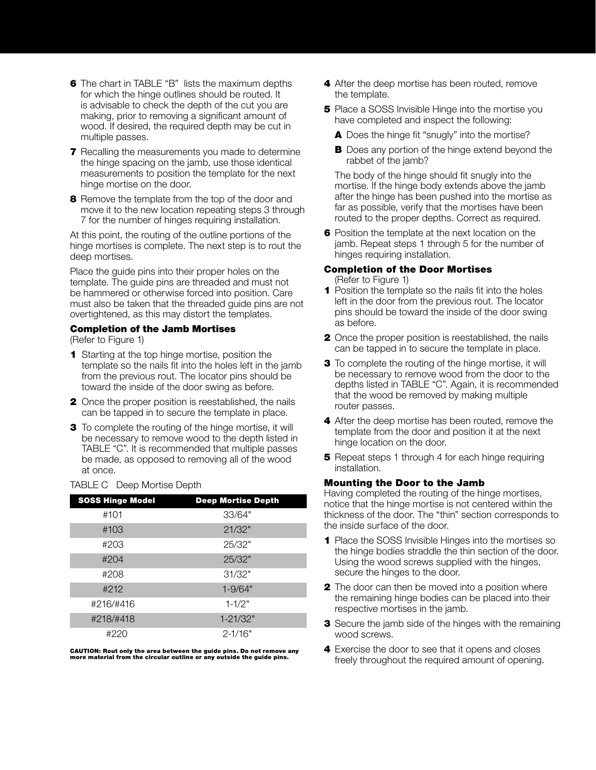6. The chart in TABLE "B" lists the maximum depths for which the hinge outlines should be routed. It is advisable to check the depth of the cut you are making, prior to removing a significant amount of wood. If desired, the required depth may be cut in multiple passes.
7. Recalling the measurements you made to determine the hinge spacing on the jamb, use those identical measurements to position the template for the next hinge mortise on the door.
8. Remove the template from the top of the door and move it to the new location repeating steps 3 through 7 for the number of hinges requiring installation.

At this point, the routing of the outline portions of the hinge mortises is complete. The next step is to rout the deep mortises.

Place the guide pins into their proper holes on the template. The guide pins are threaded and must not be hammered or otherwise forced into position. Care must also be taken that the threaded guide pins are not overtightened, as this may distort the templates.

### Completion of the Jamb Mortises

(Refer to Figure 1)

1. Starting at the top hinge mortise, position the template so the nails fit into the holes left in the jamb from the previous rout. The locator pins should be toward the inside of the door swing as before.
2. Once the proper position is reestablished, the nails can be tapped in to secure the template in place.
3. To complete the routing of the hinge mortise, it will be necessary to remove wood to the depth listed in TABLE "C". It is recommended that multiple passes be made, as opposed to removing all of the wood at once.

TABLE C Deep Mortise Depth

| SOSS Hinge Model | Deep Mortise Depth |
|---|---|
| #101 | 33/64" |
| #103 | 21/32" |
| #203 | 25/32" |
| #204 | 25/32" |
| #208 | 31/32" |
| #212 | 1-9/64" |
| #216/#416 | 1-1/2" |
| #218/#418 | 1-21/32" |
| #220 | 2-1/16" |

**CAUTION: Rout only the area between the guide pins. Do not remove any more material from the circular outline or any outside the guide pins.**

4. After the deep mortise has been routed, remove the template.
5. Place a SOSS Invisible Hinge into the mortise you have completed and inspect the following:
   - **A** Does the hinge fit "snugly" into the mortise?
   - **B** Does any portion of the hinge extend beyond the rabbet of the jamb?

   The body of the hinge should fit snugly into the mortise. If the hinge body extends above the jamb after the hinge has been pushed into the mortise as far as possible, verify that the mortises have been routed to the proper depths. Correct as required.
6. Position the template at the next location on the jamb. Repeat steps 1 through 5 for the number of hinges requiring installation.

### Completion of the Door Mortises

(Refer to Figure 1)

1. Position the template so the nails fit into the holes left in the door from the previous rout. The locator pins should be toward the inside of the door swing as before.
2. Once the proper position is reestablished, the nails can be tapped in to secure the template in place.
3. To complete the routing of the hinge mortise, it will be necessary to remove wood from the door to the depths listed in TABLE "C". Again, it is recommended that the wood be removed by making multiple router passes.
4. After the deep mortise has been routed, remove the template from the door and position it at the next hinge location on the door.
5. Repeat steps 1 through 4 for each hinge requiring installation.

### Mounting the Door to the Jamb

Having completed the routing of the hinge mortises, notice that the hinge mortise is not centered within the thickness of the door. The "thin" section corresponds to the inside surface of the door.

1. Place the SOSS Invisible Hinges into the mortises so the hinge bodies straddle the thin section of the door. Using the wood screws supplied with the hinges, secure the hinges to the door.
2. The door can then be moved into a position where the remaining hinge bodies can be placed into their respective mortises in the jamb.
3. Secure the jamb side of the hinges with the remaining wood screws.
4. Exercise the door to see that it opens and closes freely throughout the required amount of opening.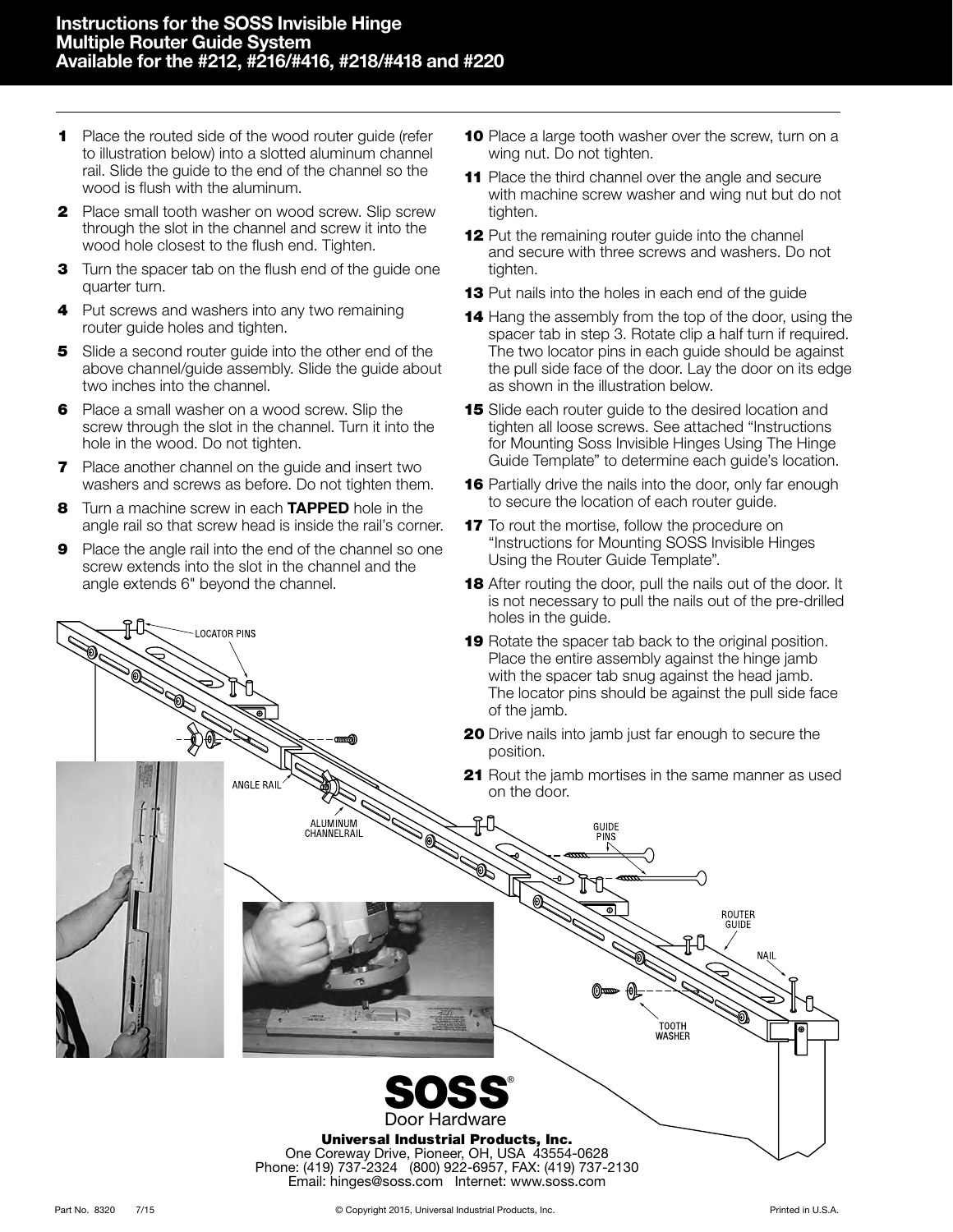# Instructions for the SOSS Invisible Hinge Multiple Router Guide System Available for the #212, #216/#416, #218/#418 and #220

1. Place the routed side of the wood router guide (refer to illustration below) into a slotted aluminum channel rail. Slide the guide to the end of the channel so the wood is flush with the aluminum.
2. Place small tooth washer on wood screw. Slip screw through the slot in the channel and screw it into the wood hole closest to the flush end. Tighten.
3. Turn the spacer tab on the flush end of the guide one quarter turn.
4. Put screws and washers into any two remaining router guide holes and tighten.
5. Slide a second router guide into the other end of the above channel/guide assembly. Slide the guide about two inches into the channel.
6. Place a small washer on a wood screw. Slip the screw through the slot in the channel. Turn it into the hole in the wood. Do not tighten.
7. Place another channel on the guide and insert two washers and screws as before. Do not tighten them.
8. Turn a machine screw in each **TAPPED** hole in the angle rail so that screw head is inside the rail's corner.
9. Place the angle rail into the end of the channel so one screw extends into the slot in the channel and the angle extends 6" beyond the channel.
10. Place a large tooth washer over the screw, turn on a wing nut. Do not tighten.
11. Place the third channel over the angle and secure with machine screw washer and wing nut but do not tighten.
12. Put the remaining router guide into the channel and secure with three screws and washers. Do not tighten.
13. Put nails into the holes in each end of the guide
14. Hang the assembly from the top of the door, using the spacer tab in step 3. Rotate clip a half turn if required. The two locator pins in each guide should be against the pull side face of the door. Lay the door on its edge as shown in the illustration below.
15. Slide each router guide to the desired location and tighten all loose screws. See attached "Instructions for Mounting Soss Invisible Hinges Using The Hinge Guide Template" to determine each guide's location.
16. Partially drive the nails into the door, only far enough to secure the location of each router guide.
17. To rout the mortise, follow the procedure on "Instructions for Mounting SOSS Invisible Hinges Using the Router Guide Template".
18. After routing the door, pull the nails out of the door. It is not necessary to pull the nails out of the pre-drilled holes in the guide.
19. Rotate the spacer tab back to the original position. Place the entire assembly against the hinge jamb with the spacer tab snug against the head jamb. The locator pins should be against the pull side face of the jamb.
20. Drive nails into jamb just far enough to secure the position.
21. Rout the jamb mortises in the same manner as used on the door.

LOCATOR PINS

ANGLE RAIL

ALUMINUM CHANNELRAIL

GUIDE PINS

ROUTER GUIDE

NAIL

TOOTH WASHER

**SOSS**®
Door Hardware

**Universal Industrial Products, Inc.**
One Coreway Drive, Pioneer, OH, USA 43554-0628
Phone: (419) 737-2324 (800) 922-6957, FAX: (419) 737-2130
Email: hinges@soss.com Internet: www.soss.com

Part No. 8320 7/15 © Copyright 2015, Universal Industrial Products, Inc. Printed in U.S.A.